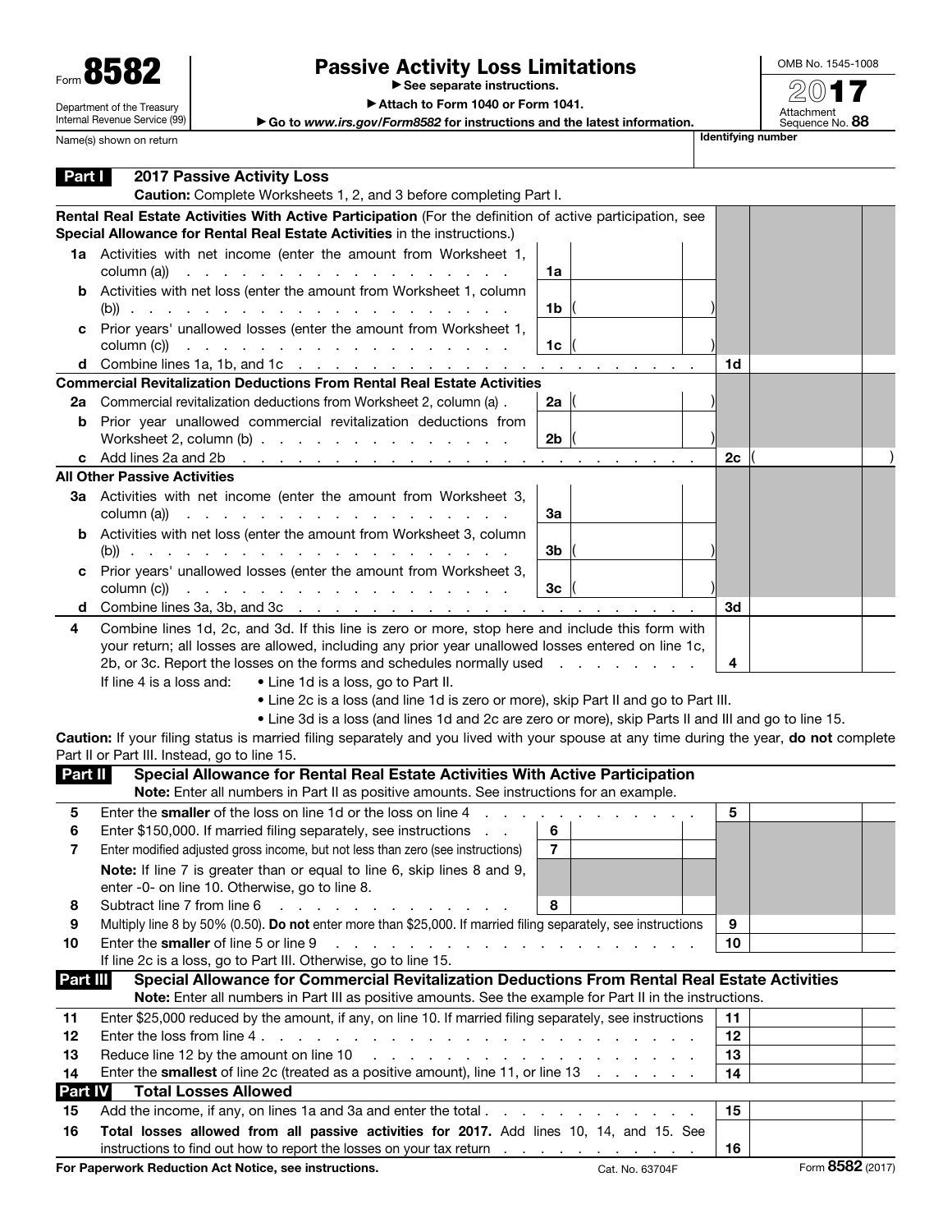Form **8582**

Department of the Treasury
Internal Revenue Service (99)

# Passive Activity Loss Limitations

▶ See separate instructions.

▶ Attach to Form 1040 or Form 1041.

▶ Go to *www.irs.gov/Form8582* for instructions and the latest information.

OMB No. 1545-1008

2017

Attachment Sequence No. **88**

Name(s) shown on return | Identifying number

## Part I 2017 Passive Activity Loss

**Caution:** Complete Worksheets 1, 2, and 3 before completing Part I.

**Rental Real Estate Activities With Active Participation** (For the definition of active participation, see **Special Allowance for Rental Real Estate Activities** in the instructions.)

| | | | | | |
|---|---|---|---|---|---|
| **1a** | Activities with net income (enter the amount from Worksheet 1, column (a)) | 1a | | | |
| **b** | Activities with net loss (enter the amount from Worksheet 1, column (b)) | 1b | ( ) | | |
| **c** | Prior years' unallowed losses (enter the amount from Worksheet 1, column (c)) | 1c | ( ) | | |
| **d** | Combine lines 1a, 1b, and 1c | | | 1d | |

**Commercial Revitalization Deductions From Rental Real Estate Activities**

| | | | | | |
|---|---|---|---|---|---|
| **2a** | Commercial revitalization deductions from Worksheet 2, column (a) | 2a | ( ) | | |
| **b** | Prior year unallowed commercial revitalization deductions from Worksheet 2, column (b) | 2b | ( ) | | |
| **c** | Add lines 2a and 2b | | | 2c | ( ) |

**All Other Passive Activities**

| | | | | | |
|---|---|---|---|---|---|
| **3a** | Activities with net income (enter the amount from Worksheet 3, column (a)) | 3a | | | |
| **b** | Activities with net loss (enter the amount from Worksheet 3, column (b)) | 3b | ( ) | | |
| **c** | Prior years' unallowed losses (enter the amount from Worksheet 3, column (c)) | 3c | ( ) | | |
| **d** | Combine lines 3a, 3b, and 3c | | | 3d | |

**4** Combine lines 1d, 2c, and 3d. If this line is zero or more, stop here and include this form with your return; all losses are allowed, including any prior year unallowed losses entered on line 1c, 2b, or 3c. Report the losses on the forms and schedules normally used . . . **4**

If line 4 is a loss and:
- Line 1d is a loss, go to Part II.
- Line 2c is a loss (and line 1d is zero or more), skip Part II and go to Part III.
- Line 3d is a loss (and lines 1d and 2c are zero or more), skip Parts II and III and go to line 15.

**Caution:** If your filing status is married filing separately and you lived with your spouse at any time during the year, **do not** complete Part II or Part III. Instead, go to line 15.

## Part II Special Allowance for Rental Real Estate Activities With Active Participation

**Note:** Enter all numbers in Part II as positive amounts. See instructions for an example.

| | | | | | |
|---|---|---|---|---|---|
| **5** | Enter the **smaller** of the loss on line 1d or the loss on line 4 | | | 5 | |
| **6** | Enter $150,000. If married filing separately, see instructions | 6 | | | |
| **7** | Enter modified adjusted gross income, but not less than zero (see instructions) | 7 | | | |
| | **Note:** If line 7 is greater than or equal to line 6, skip lines 8 and 9, enter -0- on line 10. Otherwise, go to line 8. | | | | |
| **8** | Subtract line 7 from line 6 | 8 | | | |
| **9** | Multiply line 8 by 50% (0.50). **Do not** enter more than $25,000. If married filing separately, see instructions | | | 9 | |
| **10** | Enter the **smaller** of line 5 or line 9 | | | 10 | |

If line 2c is a loss, go to Part III. Otherwise, go to line 15.

## Part III Special Allowance for Commercial Revitalization Deductions From Rental Real Estate Activities

**Note:** Enter all numbers in Part III as positive amounts. See the example for Part II in the instructions.

| | | | |
|---|---|---|---|
| **11** | Enter $25,000 reduced by the amount, if any, on line 10. If married filing separately, see instructions | 11 | |
| **12** | Enter the loss from line 4 | 12 | |
| **13** | Reduce line 12 by the amount on line 10 | 13 | |
| **14** | Enter the **smallest** of line 2c (treated as a positive amount), line 11, or line 13 | 14 | |

## Part IV Total Losses Allowed

| | | | |
|---|---|---|---|
| **15** | Add the income, if any, on lines 1a and 3a and enter the total | 15 | |
| **16** | **Total losses allowed from all passive activities for 2017.** Add lines 10, 14, and 15. See instructions to find out how to report the losses on your tax return | 16 | |

**For Paperwork Reduction Act Notice, see instructions.** Cat. No. 63704F Form **8582** (2017)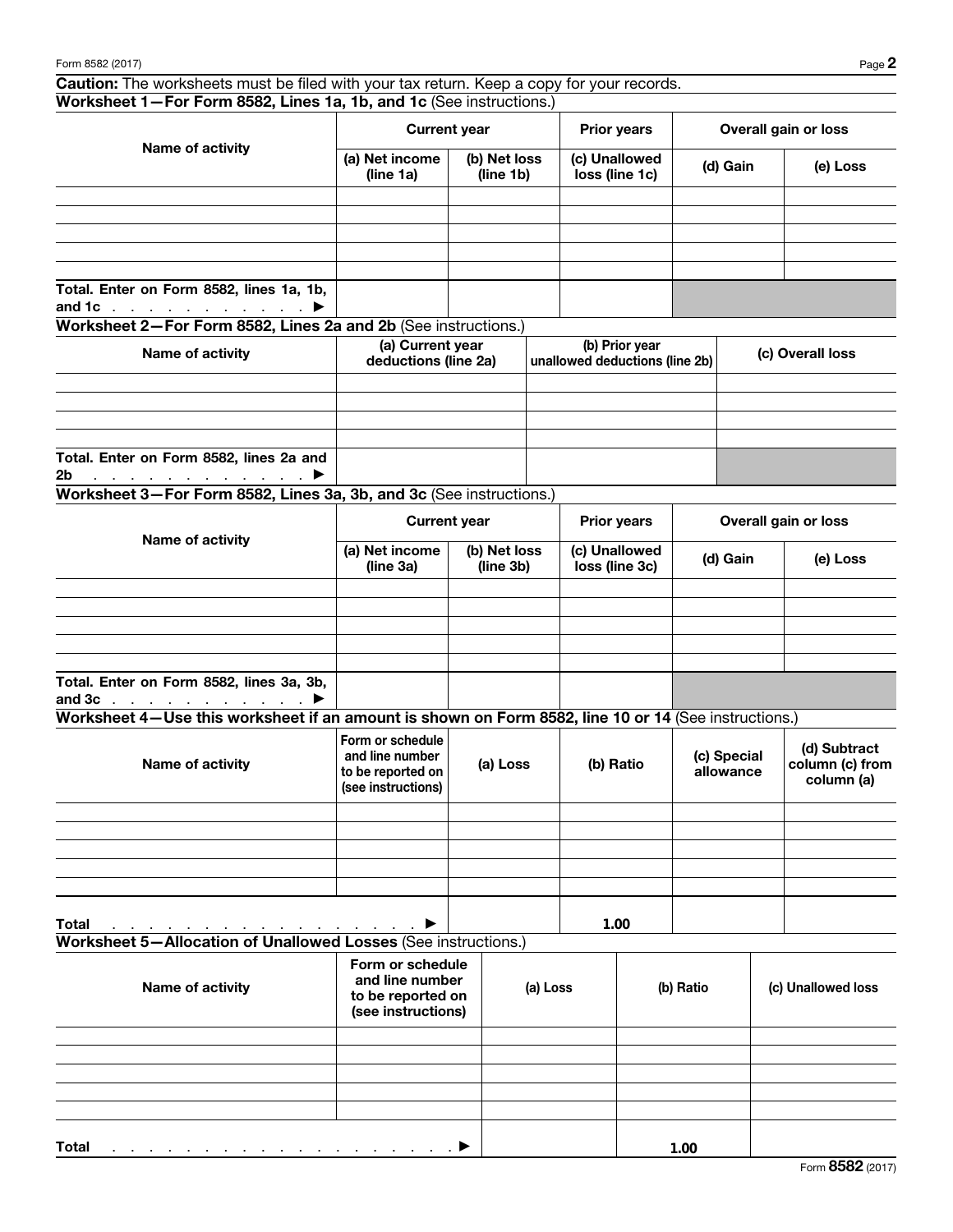**Caution:** The worksheets must be filed with your tax return. Keep a copy for your records.

### Worksheet 1—For Form 8582, Lines 1a, 1b, and 1c (See instructions.)

| Name of activity | Current year | | Prior years | Overall gain or loss | |
|---|---|---|---|---|---|
| | (a) Net income (line 1a) | (b) Net loss (line 1b) | (c) Unallowed loss (line 1c) | (d) Gain | (e) Loss |
| | | | | | |
| | | | | | |
| | | | | | |
| | | | | | |
| | | | | | |
| Total. Enter on Form 8582, lines 1a, 1b, and 1c . . . . . . . . . . . ▶ | | | | | |

### Worksheet 2—For Form 8582, Lines 2a and 2b (See instructions.)

| Name of activity | (a) Current year deductions (line 2a) | (b) Prior year unallowed deductions (line 2b) | (c) Overall loss |
|---|---|---|---|
| | | | |
| | | | |
| | | | |
| | | | |
| Total. Enter on Form 8582, lines 2a and 2b . . . . . . . . . . . . . ▶ | | | |

### Worksheet 3—For Form 8582, Lines 3a, 3b, and 3c (See instructions.)

| Name of activity | Current year | | Prior years | Overall gain or loss | |
|---|---|---|---|---|---|
| | (a) Net income (line 3a) | (b) Net loss (line 3b) | (c) Unallowed loss (line 3c) | (d) Gain | (e) Loss |
| | | | | | |
| | | | | | |
| | | | | | |
| | | | | | |
| | | | | | |
| Total. Enter on Form 8582, lines 3a, 3b, and 3c . . . . . . . . . . . ▶ | | | | | |

### Worksheet 4—Use this worksheet if an amount is shown on Form 8582, line 10 or 14 (See instructions.)

| Name of activity | Form or schedule and line number to be reported on (see instructions) | (a) Loss | (b) Ratio | (c) Special allowance | (d) Subtract column (c) from column (a) |
|---|---|---|---|---|---|
| | | | | | |
| | | | | | |
| | | | | | |
| | | | | | |
| | | | | | |
| Total . . . . . . . . . . . . . . . . . . . . ▶ | | | 1.00 | | |

### Worksheet 5—Allocation of Unallowed Losses (See instructions.)

| Name of activity | Form or schedule and line number to be reported on (see instructions) | (a) Loss | (b) Ratio | (c) Unallowed loss |
|---|---|---|---|---|
| | | | | |
| | | | | |
| | | | | |
| | | | | |
| | | | | |
| Total . . . . . . . . . . . . . . . . . . . . . . ▶ | | | 1.00 | |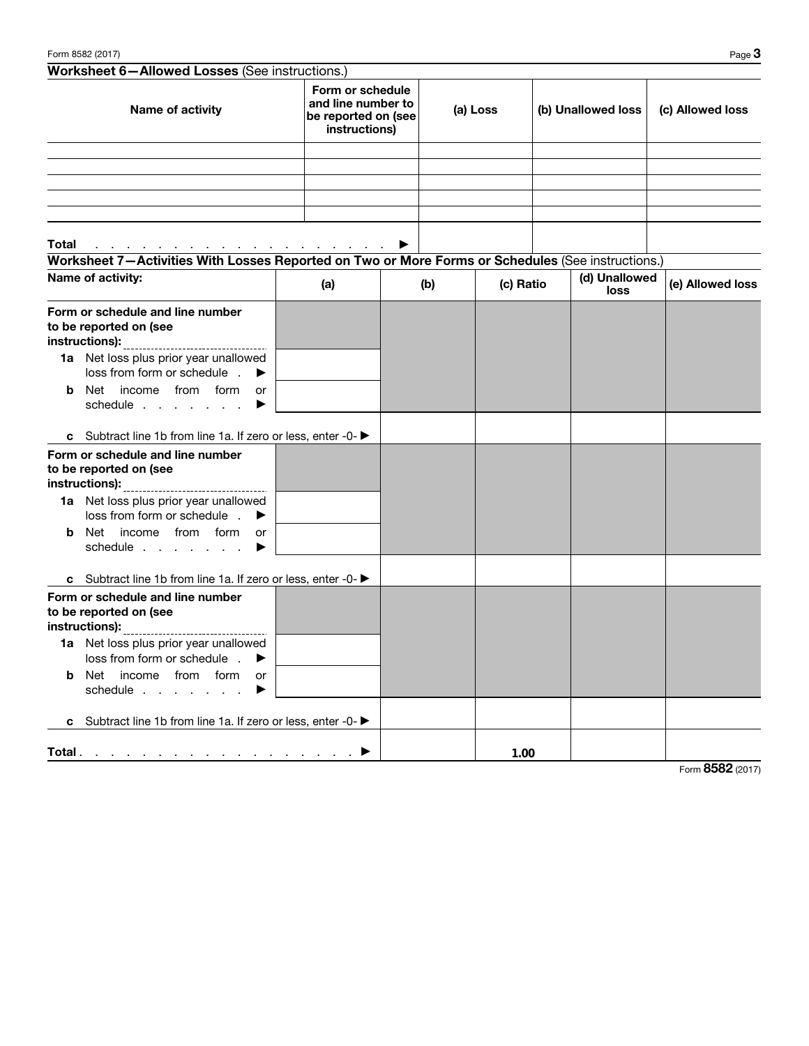## Worksheet 6—Allowed Losses (See instructions.)

| Name of activity | Form or schedule and line number to be reported on (see instructions) | (a) Loss | (b) Unallowed loss | (c) Allowed loss |
|---|---|---|---|---|
| | | | | |
| | | | | |
| | | | | |
| | | | | |
| | | | | |
| **Total** . . . . . . . . . . . . . . . . . . . . . ▶ | | | | |

## Worksheet 7—Activities With Losses Reported on Two or More Forms or Schedules (See instructions.)

| Name of activity: | (a) | (b) | (c) Ratio | (d) Unallowed loss | (e) Allowed loss |
|---|---|---|---|---|---|
| **Form or schedule and line number to be reported on (see instructions):** ______________ | | | | | |
| **1a** Net loss plus prior year unallowed loss from form or schedule . ▶ | | | | | |
| **b** Net income from form or schedule . . . . . . . ▶ | | | | | |
| **c** Subtract line 1b from line 1a. If zero or less, enter -0- ▶ | | | | | |
| **Form or schedule and line number to be reported on (see instructions):** ______________ | | | | | |
| **1a** Net loss plus prior year unallowed loss from form or schedule . ▶ | | | | | |
| **b** Net income from form or schedule . . . . . . . ▶ | | | | | |
| **c** Subtract line 1b from line 1a. If zero or less, enter -0- ▶ | | | | | |
| **Form or schedule and line number to be reported on (see instructions):** ______________ | | | | | |
| **1a** Net loss plus prior year unallowed loss from form or schedule . ▶ | | | | | |
| **b** Net income from form or schedule . . . . . . . ▶ | | | | | |
| **c** Subtract line 1b from line 1a. If zero or less, enter -0- ▶ | | | | | |
| **Total** . . . . . . . . . . . . . . . . . . . ▶ | | | 1.00 | | |

Form **8582** (2017)